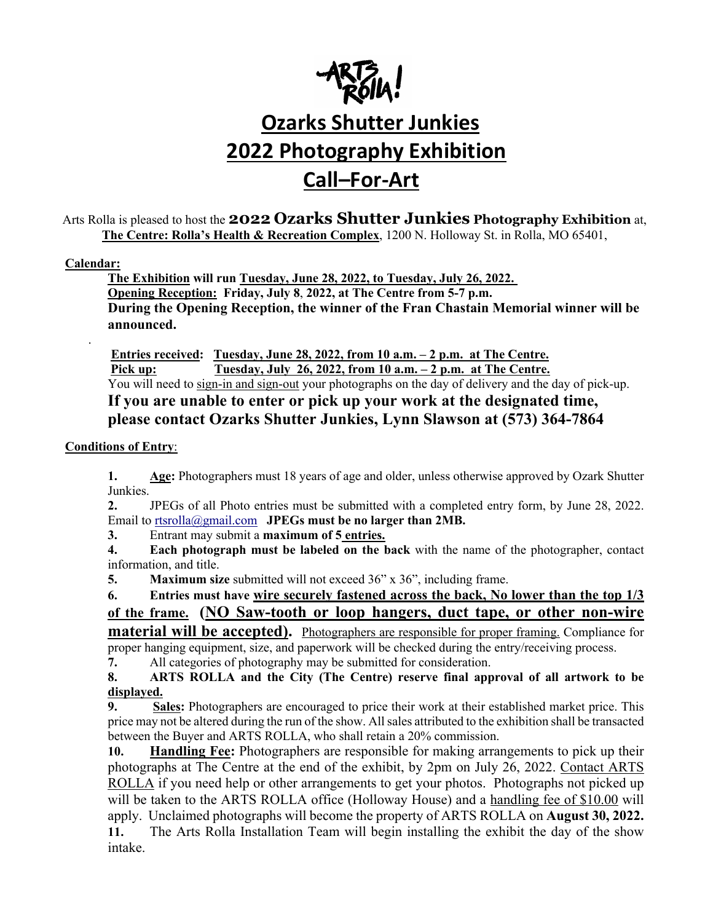# Ozarks Shutter Junkies
# 2022 Photography Exhibition
# Call–For-Art

Arts Rolla is pleased to host the **2022 Ozarks Shutter Junkies Photography Exhibition** at, **The Centre: Rolla's Health & Recreation Complex**, 1200 N. Holloway St. in Rolla, MO 65401,

**Calendar:**

**The Exhibition will run Tuesday, June 28, 2022, to Tuesday, July 26, 2022.**
**Opening Reception: Friday, July 8, 2022, at The Centre from 5-7 p.m.**
**During the Opening Reception, the winner of the Fran Chastain Memorial winner will be announced.**

.

**Entries received: Tuesday, June 28, 2022, from 10 a.m. – 2 p.m. at The Centre.**
**Pick up: Tuesday, July 26, 2022, from 10 a.m. – 2 p.m. at The Centre.**
You will need to sign-in and sign-out your photographs on the day of delivery and the day of pick-up.
**If you are unable to enter or pick up your work at the designated time, please contact Ozarks Shutter Junkies, Lynn Slawson at (573) 364-7864**

**Conditions of Entry**:

1. **Age:** Photographers must 18 years of age and older, unless otherwise approved by Ozark Shutter Junkies.
2. JPEGs of all Photo entries must be submitted with a completed entry form, by June 28, 2022. Email to rtsrolla@gmail.com **JPEGs must be no larger than 2MB.**
3. Entrant may submit a **maximum of 5 entries.**
4. **Each photograph must be labeled on the back** with the name of the photographer, contact information, and title.
5. **Maximum size** submitted will not exceed 36" x 36", including frame.
6. **Entries must have wire securely fastened across the back, No lower than the top 1/3 of the frame. (NO Saw-tooth or loop hangers, duct tape, or other non-wire material will be accepted).** Photographers are responsible for proper framing. Compliance for proper hanging equipment, size, and paperwork will be checked during the entry/receiving process.
7. All categories of photography may be submitted for consideration.
8. **ARTS ROLLA and the City (The Centre) reserve final approval of all artwork to be displayed.**
9. **Sales:** Photographers are encouraged to price their work at their established market price. This price may not be altered during the run of the show. All sales attributed to the exhibition shall be transacted between the Buyer and ARTS ROLLA, who shall retain a 20% commission.
10. **Handling Fee:** Photographers are responsible for making arrangements to pick up their photographs at The Centre at the end of the exhibit, by 2pm on July 26, 2022. Contact ARTS ROLLA if you need help or other arrangements to get your photos. Photographs not picked up will be taken to the ARTS ROLLA office (Holloway House) and a handling fee of $10.00 will apply. Unclaimed photographs will become the property of ARTS ROLLA on **August 30, 2022.**
11. The Arts Rolla Installation Team will begin installing the exhibit the day of the show intake.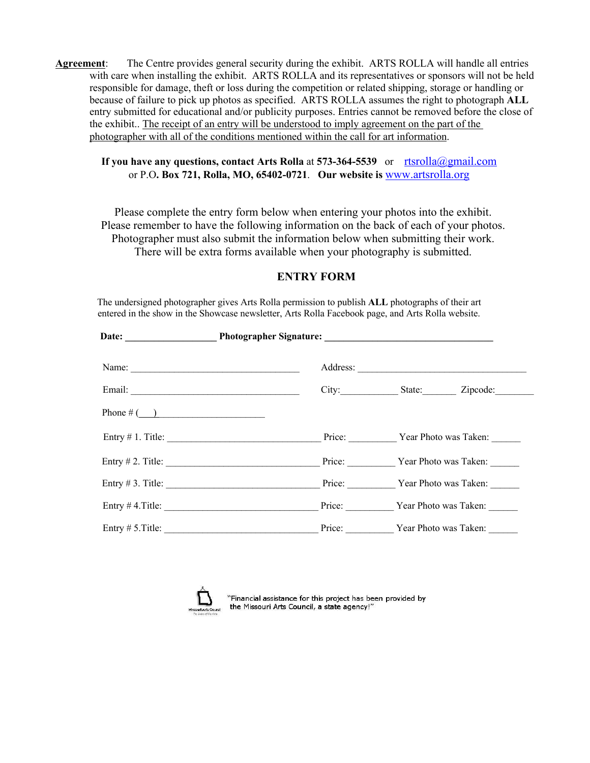**Agreement**: The Centre provides general security during the exhibit. ARTS ROLLA will handle all entries with care when installing the exhibit. ARTS ROLLA and its representatives or sponsors will not be held responsible for damage, theft or loss during the competition or related shipping, storage or handling or because of failure to pick up photos as specified. ARTS ROLLA assumes the right to photograph **ALL** entry submitted for educational and/or publicity purposes. Entries cannot be removed before the close of the exhibit.. The receipt of an entry will be understood to imply agreement on the part of the photographer with all of the conditions mentioned within the call for art information.

**If you have any questions, contact Arts Rolla** at **573-364-5539** or rtsrolla@gmail.com or P.O**. Box 721, Rolla, MO, 65402-0721**. **Our website is** www.artsrolla.org

Please complete the entry form below when entering your photos into the exhibit.
Please remember to have the following information on the back of each of your photos.
Photographer must also submit the information below when submitting their work.
There will be extra forms available when your photography is submitted.

## ENTRY FORM

The undersigned photographer gives Arts Rolla permission to publish **ALL** photographs of their art entered in the show in the Showcase newsletter, Arts Rolla Facebook page, and Arts Rolla website.

**Date:** __________________ **Photographer Signature:** __________________________________

Name: __________________________________ Address: __________________________________

Email: __________________________________ City:____________ State:_______ Zipcode:________

Phone # (___)______________________

Entry # 1. Title: ________________________________ Price: __________ Year Photo was Taken: ______

Entry # 2. Title: ________________________________ Price: __________ Year Photo was Taken: ______

Entry # 3. Title: ________________________________ Price: __________ Year Photo was Taken: ______

Entry # 4.Title: ________________________________ Price: __________ Year Photo was Taken: ______

Entry # 5.Title: ________________________________ Price: __________ Year Photo was Taken: ______

Missouri Arts Council

"Financial assistance for this project has been provided by the Missouri Arts Council, a state agency!"